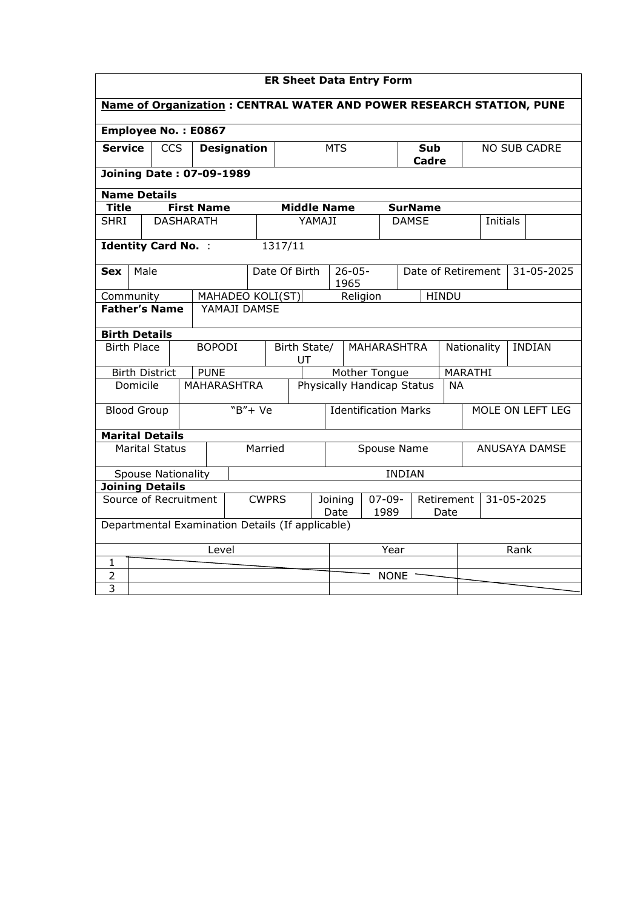**ER Sheet Data Entry Form**

**Name of Organization : CENTRAL WATER AND POWER RESEARCH STATION, PUNE**

**Employee No. : E0867**

| **Service** | CCS | **Designation** | MTS | **Sub Cadre** | NO SUB CADRE |
|---|---|---|---|---|---|

**Joining Date : 07-09-1989**

**Name Details**

| **Title** | **First Name** | **Middle Name** | **SurName** | | |
|---|---|---|---|---|---|
| SHRI | DASHARATH | YAMAJI | DAMSE | Initials | |

**Identity Card No.** : 1317/11

| **Sex** | Male | Date Of Birth | 26-05-1965 | Date of Retirement | 31-05-2025 |
|---|---|---|---|---|---|
| Community | MAHADEO KOLI(ST) | Religion | HINDU | | |

**Father's Name** YAMAJI DAMSE

**Birth Details**

| Birth Place | BOPODI | Birth State/ UT | MAHARASHTRA | Nationality | INDIAN |
|---|---|---|---|---|---|
| Birth District | PUNE | Mother Tongue | MARATHI | | |
| Domicile | MAHARASHTRA | Physically Handicap Status | NA | | |
| Blood Group | "B"+ Ve | Identification Marks | MOLE ON LEFT LEG | | |

**Marital Details**

| Marital Status | Married | Spouse Name | ANUSAYA DAMSE |
|---|---|---|---|
| Spouse Nationality | INDIAN | | |

**Joining Details**

| Source of Recruitment | CWPRS | Joining Date | 07-09-1989 | Retirement Date | 31-05-2025 |
|---|---|---|---|---|---|

Departmental Examination Details (If applicable)

| | Level | Year | Rank |
|---|---|---|---|
| 1 | | | |
| 2 | | NONE | |
| 3 | | | |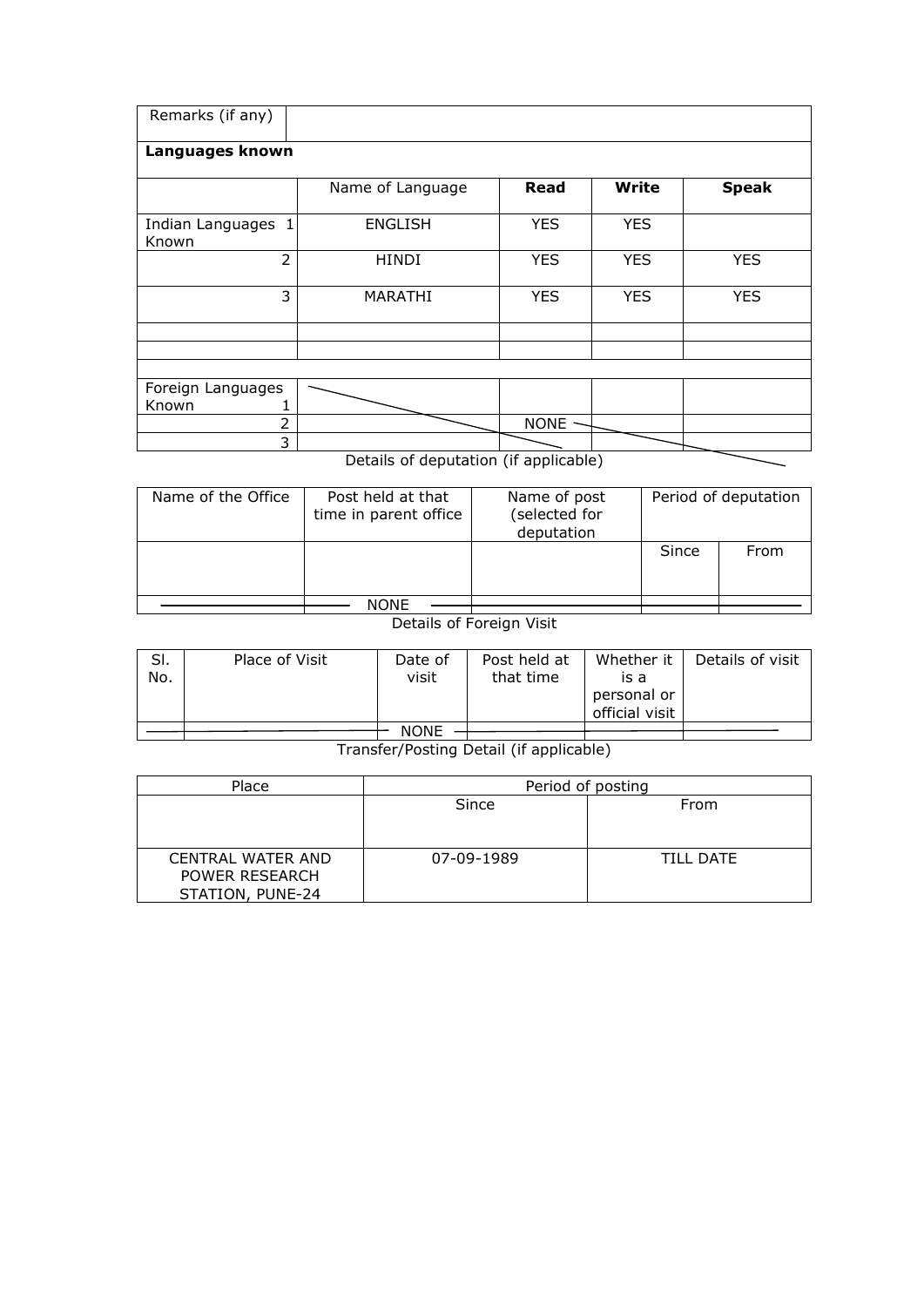| Remarks (if any) | | | | |
|---|---|---|---|---|
| **Languages known** | | | | |
| | Name of Language | **Read** | **Write** | **Speak** |
| Indian Languages Known 1 | ENGLISH | YES | YES | |
| 2 | HINDI | YES | YES | YES |
| 3 | MARATHI | YES | YES | YES |
| | | | | |
| | | | | |
| Foreign Languages Known 1 | | | | |
| 2 | | NONE | | |
| 3 | | | | |

Details of deputation (if applicable)

| Name of the Office | Post held at that time in parent office | Name of post (selected for deputation | Period of deputation | |
|---|---|---|---|---|
| | | | Since | From |
| | NONE | | | |

Details of Foreign Visit

| Sl. No. | Place of Visit | Date of visit | Post held at that time | Whether it is a personal or official visit | Details of visit |
|---|---|---|---|---|---|
| | | NONE | | | |

Transfer/Posting Detail (if applicable)

| Place | Period of posting | |
|---|---|---|
| | Since | From |
| CENTRAL WATER AND POWER RESEARCH STATION, PUNE-24 | 07-09-1989 | TILL DATE |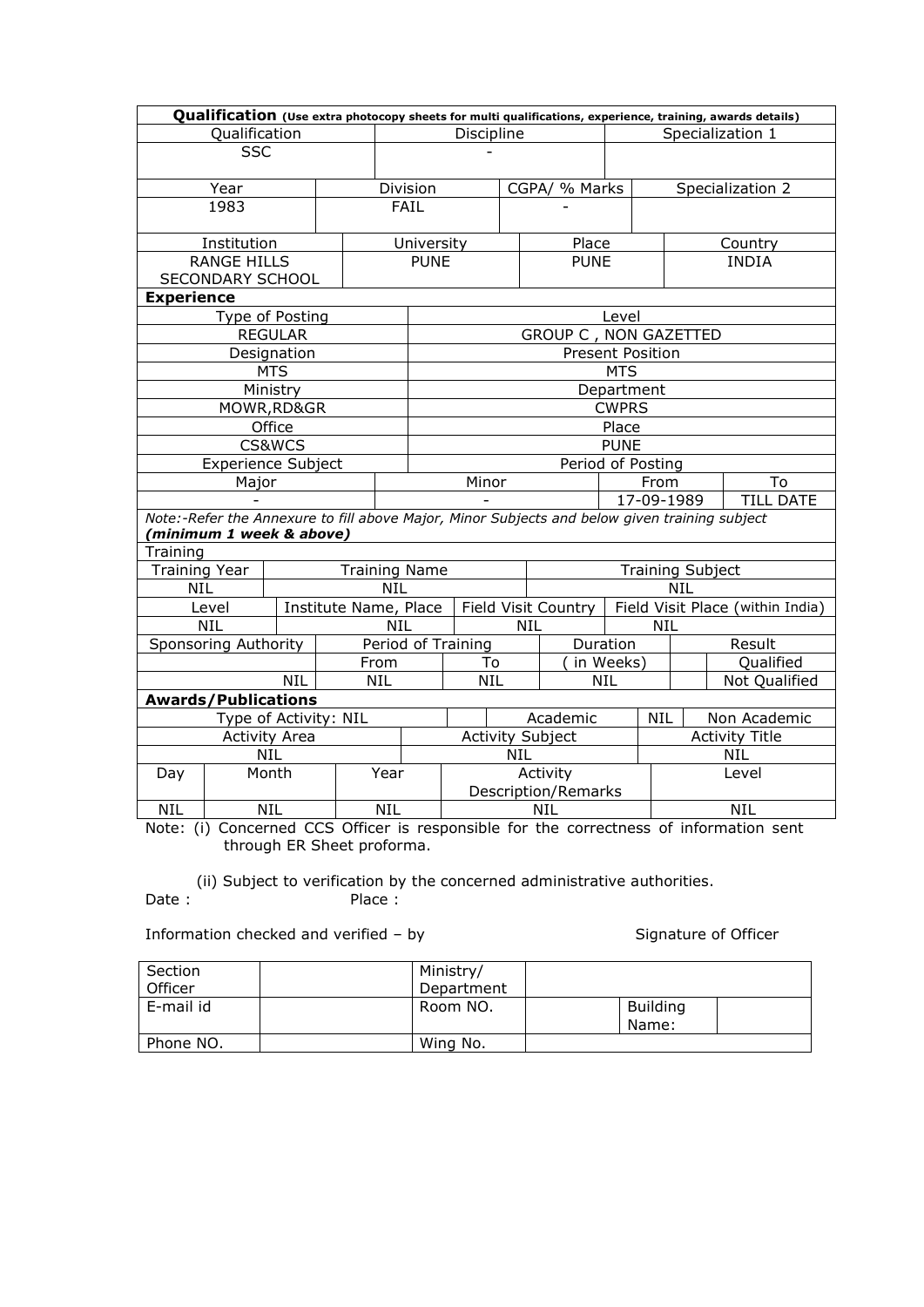**Qualification** (Use extra photocopy sheets for multi qualifications, experience, training, awards details)

| Qualification | Discipline | Specialization 1 |
|---|---|---|
| SSC | - | |

| Year | Division | CGPA/ % Marks | Specialization 2 |
|---|---|---|---|
| 1983 | FAIL | - | |

| Institution | University | Place | Country |
|---|---|---|---|
| RANGE HILLS SECONDARY SCHOOL | PUNE | PUNE | INDIA |

**Experience**

| Type of Posting | Level |
|---|---|
| REGULAR | GROUP C , NON GAZETTED |
| Designation | Present Position |
| MTS | MTS |
| Ministry | Department |
| MOWR,RD&GR | CWPRS |
| Office | Place |
| CS&WCS | PUNE |
| Experience Subject | Period of Posting |

| Major | Minor | From | To |
|---|---|---|---|
| - | - | 17-09-1989 | TILL DATE |

*Note:-Refer the Annexure to fill above Major, Minor Subjects and below given training subject* ***(minimum 1 week & above)***

Training

| Training Year | Training Name | Training Subject |
|---|---|---|
| NIL | NIL | NIL |

| Level | Institute Name, Place | Field Visit Country | Field Visit Place (within India) |
|---|---|---|---|
| NIL | NIL | NIL | NIL |

| Sponsoring Authority | Period of Training | | Duration | Result | |
|---|---|---|---|---|---|
| | From | To | ( in Weeks) | | Qualified |
| NIL | NIL | NIL | NIL | | Not Qualified |

**Awards/Publications**

| Type of Activity: NIL | | Academic | NIL | Non Academic |
|---|---|---|---|---|

| Activity Area | Activity Subject | Activity Title |
|---|---|---|
| NIL | NIL | NIL |

| Day | Month | Year | Activity Description/Remarks | Level |
|---|---|---|---|---|
| NIL | NIL | NIL | NIL | NIL |

Note: (i) Concerned CCS Officer is responsible for the correctness of information sent through ER Sheet proforma.

(ii) Subject to verification by the concerned administrative authorities.

Date : Place :

Information checked and verified – by Signature of Officer

| | | | | | |
|---|---|---|---|---|---|
| Section Officer | | Ministry/ Department | | | |
| E-mail id | | Room NO. | | Building Name: | |
| Phone NO. | | Wing No. | | | |